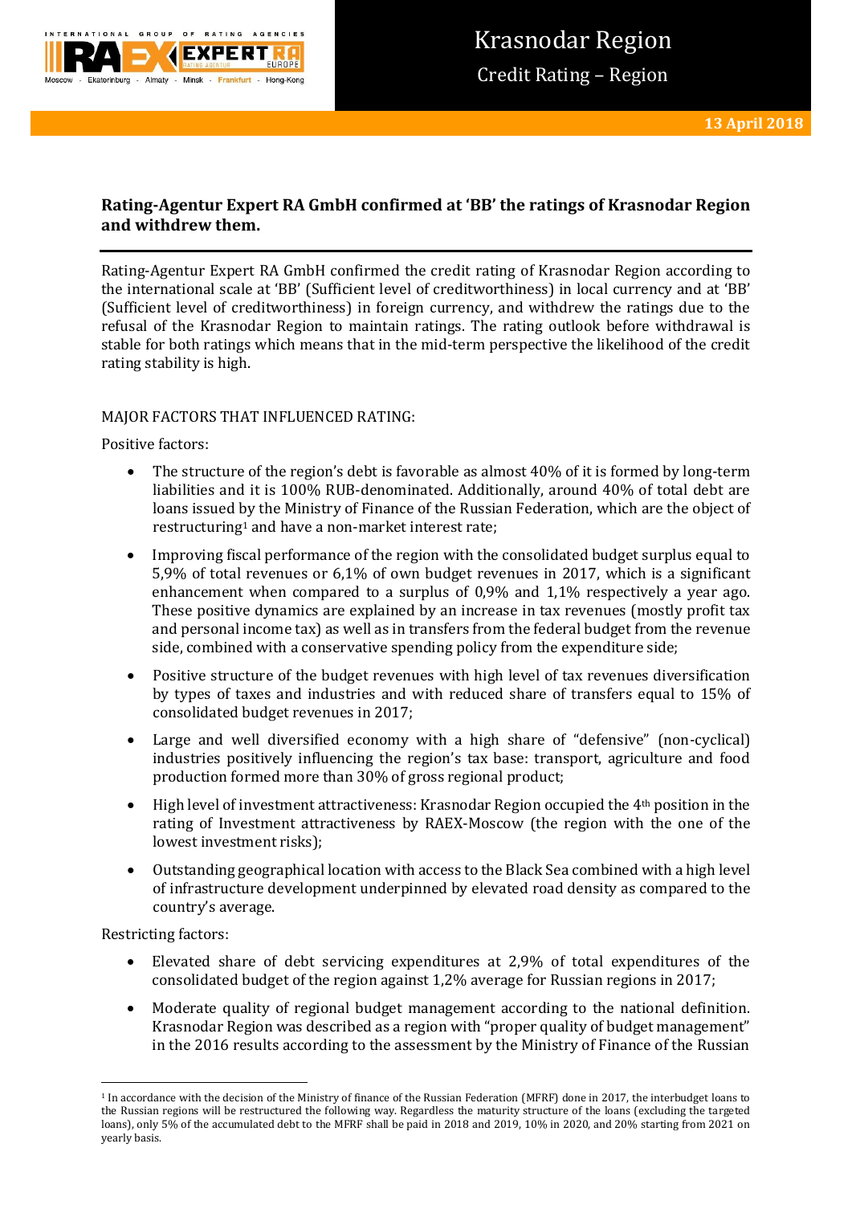# Krasnodar Region

Credit Rating – Region

**13 April 2018**

## Rating-Agentur Expert RA GmbH confirmed at 'BB' the ratings of Krasnodar Region and withdrew them.

Rating-Agentur Expert RA GmbH confirmed the credit rating of Krasnodar Region according to the international scale at 'BB' (Sufficient level of creditworthiness) in local currency and at 'BB' (Sufficient level of creditworthiness) in foreign currency, and withdrew the ratings due to the refusal of the Krasnodar Region to maintain ratings. The rating outlook before withdrawal is stable for both ratings which means that in the mid-term perspective the likelihood of the credit rating stability is high.

MAJOR FACTORS THAT INFLUENCED RATING:

Positive factors:

- The structure of the region's debt is favorable as almost 40% of it is formed by long-term liabilities and it is 100% RUB-denominated. Additionally, around 40% of total debt are loans issued by the Ministry of Finance of the Russian Federation, which are the object of restructuring[1] and have a non-market interest rate;
- Improving fiscal performance of the region with the consolidated budget surplus equal to 5,9% of total revenues or 6,1% of own budget revenues in 2017, which is a significant enhancement when compared to a surplus of 0,9% and 1,1% respectively a year ago. These positive dynamics are explained by an increase in tax revenues (mostly profit tax and personal income tax) as well as in transfers from the federal budget from the revenue side, combined with a conservative spending policy from the expenditure side;
- Positive structure of the budget revenues with high level of tax revenues diversification by types of taxes and industries and with reduced share of transfers equal to 15% of consolidated budget revenues in 2017;
- Large and well diversified economy with a high share of "defensive" (non-cyclical) industries positively influencing the region's tax base: transport, agriculture and food production formed more than 30% of gross regional product;
- High level of investment attractiveness: Krasnodar Region occupied the 4th position in the rating of Investment attractiveness by RAEX-Moscow (the region with the one of the lowest investment risks);
- Outstanding geographical location with access to the Black Sea combined with a high level of infrastructure development underpinned by elevated road density as compared to the country's average.

Restricting factors:

- Elevated share of debt servicing expenditures at 2,9% of total expenditures of the consolidated budget of the region against 1,2% average for Russian regions in 2017;
- Moderate quality of regional budget management according to the national definition. Krasnodar Region was described as a region with "proper quality of budget management" in the 2016 results according to the assessment by the Ministry of Finance of the Russian

[1] In accordance with the decision of the Ministry of finance of the Russian Federation (MFRF) done in 2017, the interbudget loans to the Russian regions will be restructured the following way. Regardless the maturity structure of the loans (excluding the targeted loans), only 5% of the accumulated debt to the MFRF shall be paid in 2018 and 2019, 10% in 2020, and 20% starting from 2021 on yearly basis.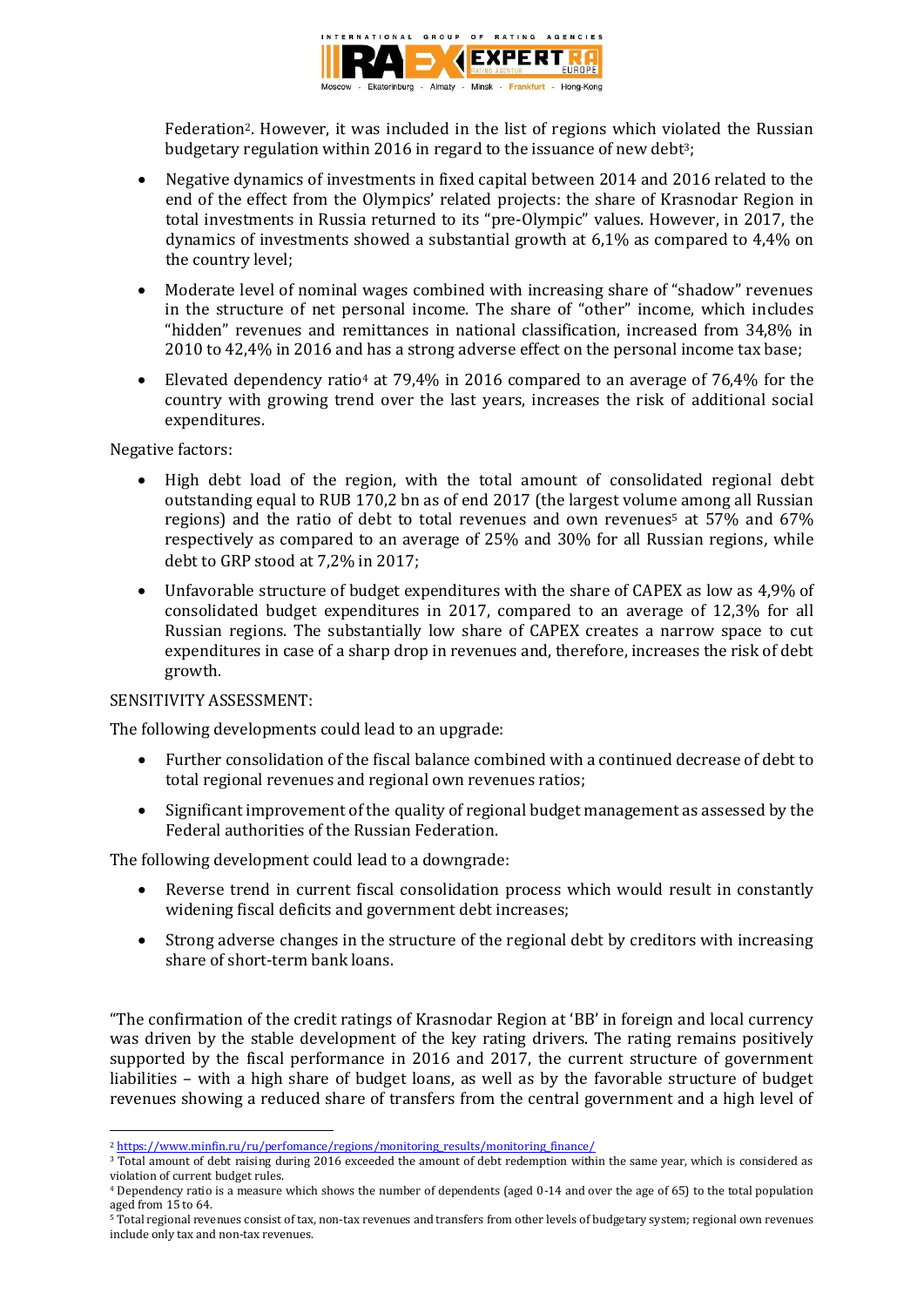Federation[2]. However, it was included in the list of regions which violated the Russian budgetary regulation within 2016 in regard to the issuance of new debt[3];

- Negative dynamics of investments in fixed capital between 2014 and 2016 related to the end of the effect from the Olympics' related projects: the share of Krasnodar Region in total investments in Russia returned to its "pre-Olympic" values. However, in 2017, the dynamics of investments showed a substantial growth at 6,1% as compared to 4,4% on the country level;
- Moderate level of nominal wages combined with increasing share of "shadow" revenues in the structure of net personal income. The share of "other" income, which includes "hidden" revenues and remittances in national classification, increased from 34,8% in 2010 to 42,4% in 2016 and has a strong adverse effect on the personal income tax base;
- Elevated dependency ratio[4] at 79,4% in 2016 compared to an average of 76,4% for the country with growing trend over the last years, increases the risk of additional social expenditures.

Negative factors:

- High debt load of the region, with the total amount of consolidated regional debt outstanding equal to RUB 170,2 bn as of end 2017 (the largest volume among all Russian regions) and the ratio of debt to total revenues and own revenues[5] at 57% and 67% respectively as compared to an average of 25% and 30% for all Russian regions, while debt to GRP stood at 7,2% in 2017;
- Unfavorable structure of budget expenditures with the share of CAPEX as low as 4,9% of consolidated budget expenditures in 2017, compared to an average of 12,3% for all Russian regions. The substantially low share of CAPEX creates a narrow space to cut expenditures in case of a sharp drop in revenues and, therefore, increases the risk of debt growth.

SENSITIVITY ASSESSMENT:

The following developments could lead to an upgrade:

- Further consolidation of the fiscal balance combined with a continued decrease of debt to total regional revenues and regional own revenues ratios;
- Significant improvement of the quality of regional budget management as assessed by the Federal authorities of the Russian Federation.

The following development could lead to a downgrade:

- Reverse trend in current fiscal consolidation process which would result in constantly widening fiscal deficits and government debt increases;
- Strong adverse changes in the structure of the regional debt by creditors with increasing share of short-term bank loans.

"The confirmation of the credit ratings of Krasnodar Region at 'BB' in foreign and local currency was driven by the stable development of the key rating drivers. The rating remains positively supported by the fiscal performance in 2016 and 2017, the current structure of government liabilities – with a high share of budget loans, as well as by the favorable structure of budget revenues showing a reduced share of transfers from the central government and a high level of

---

[2] https://www.minfin.ru/ru/perfomance/regions/monitoring_results/monitoring_finance/

[3] Total amount of debt raising during 2016 exceeded the amount of debt redemption within the same year, which is considered as violation of current budget rules.

[4] Dependency ratio is a measure which shows the number of dependents (aged 0-14 and over the age of 65) to the total population aged from 15 to 64.

[5] Total regional revenues consist of tax, non-tax revenues and transfers from other levels of budgetary system; regional own revenues include only tax and non-tax revenues.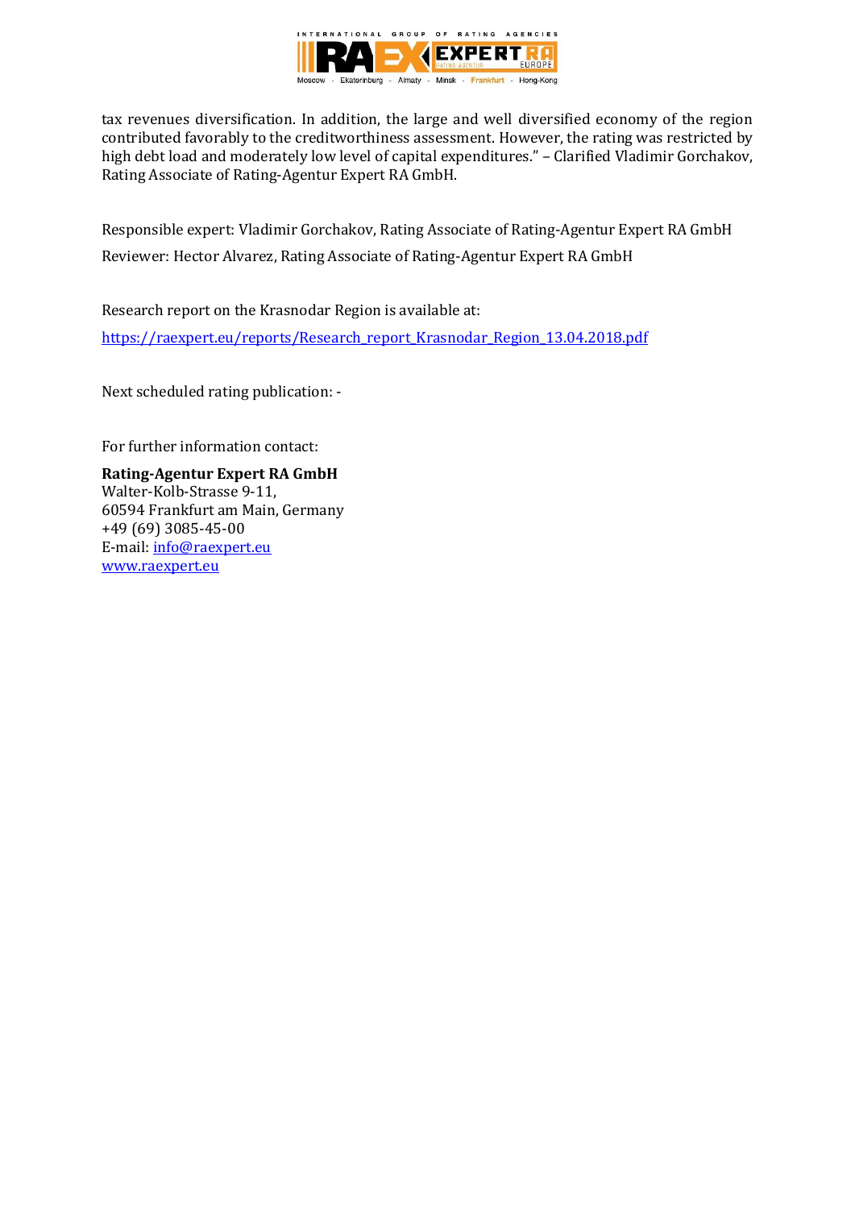tax revenues diversification. In addition, the large and well diversified economy of the region contributed favorably to the creditworthiness assessment. However, the rating was restricted by high debt load and moderately low level of capital expenditures." – Clarified Vladimir Gorchakov, Rating Associate of Rating-Agentur Expert RA GmbH.

Responsible expert: Vladimir Gorchakov, Rating Associate of Rating-Agentur Expert RA GmbH

Reviewer: Hector Alvarez, Rating Associate of Rating-Agentur Expert RA GmbH

Research report on the Krasnodar Region is available at:

https://raexpert.eu/reports/Research_report_Krasnodar_Region_13.04.2018.pdf

Next scheduled rating publication: -

For further information contact:

**Rating-Agentur Expert RA GmbH**
Walter-Kolb-Strasse 9-11,
60594 Frankfurt am Main, Germany
+49 (69) 3085-45-00
E-mail: info@raexpert.eu
www.raexpert.eu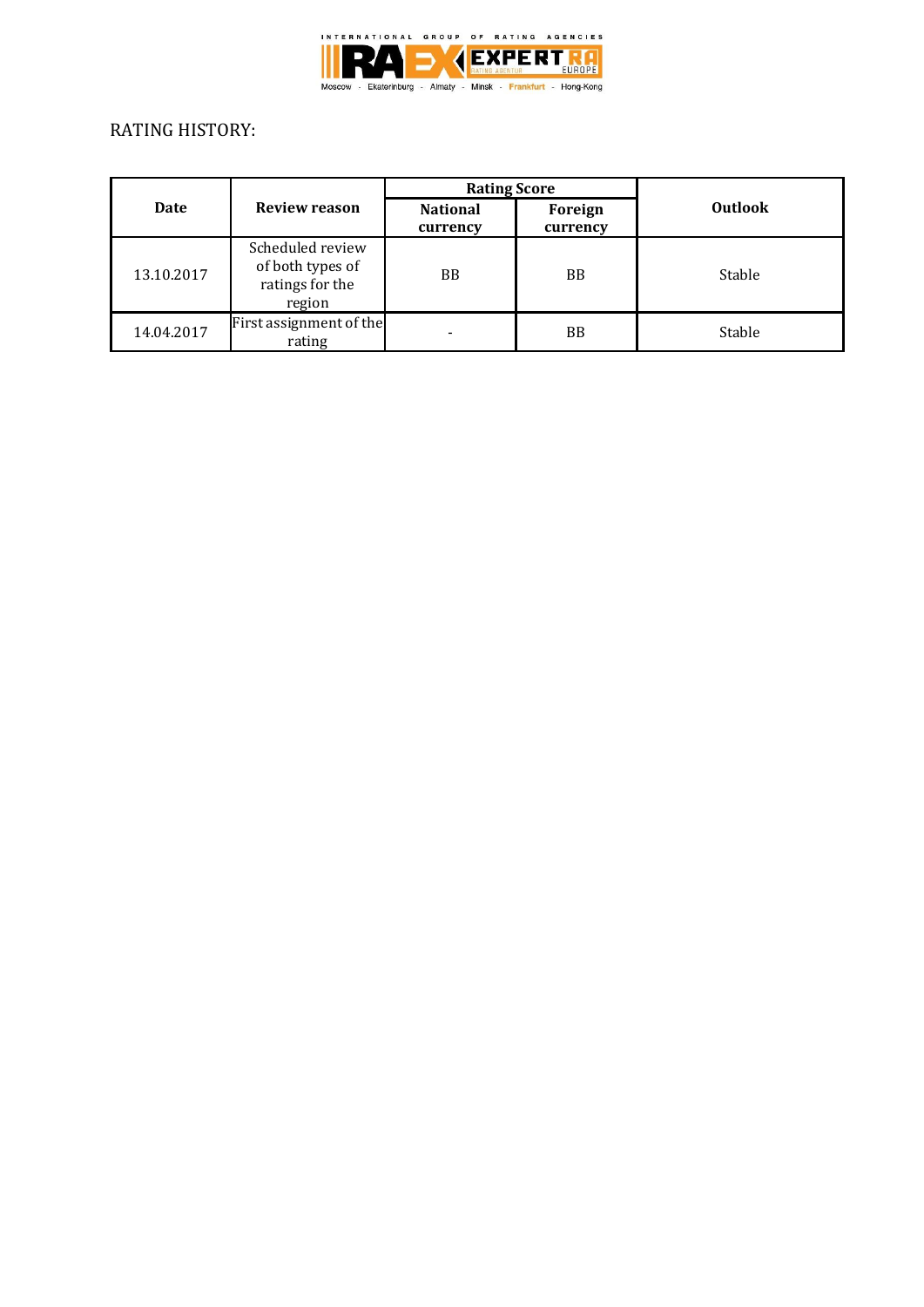RATING HISTORY:

| Date | Review reason | Rating Score | | Outlook |
|---|---|---|---|---|
| | | National currency | Foreign currency | |
| 13.10.2017 | Scheduled review of both types of ratings for the region | BB | BB | Stable |
| 14.04.2017 | First assignment of the rating | - | BB | Stable |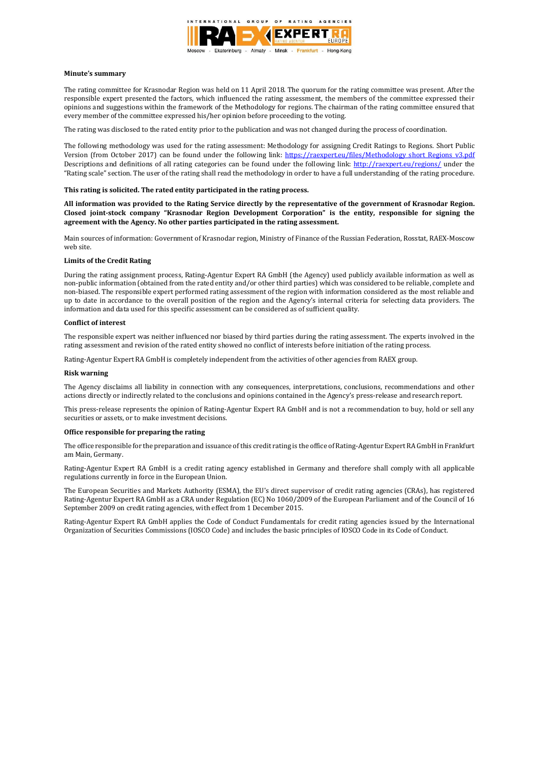**Minute's summary**

The rating committee for Krasnodar Region was held on 11 April 2018. The quorum for the rating committee was present. After the responsible expert presented the factors, which influenced the rating assessment, the members of the committee expressed their opinions and suggestions within the framework of the Methodology for regions. The chairman of the rating committee ensured that every member of the committee expressed his/her opinion before proceeding to the voting.

The rating was disclosed to the rated entity prior to the publication and was not changed during the process of coordination.

The following methodology was used for the rating assessment: Methodology for assigning Credit Ratings to Regions. Short Public Version (from October 2017) can be found under the following link: [https://raexpert.eu/files/Methodology_short_Regions_v3.pdf](https://raexpert.eu/files/Methodology_short_Regions_v3.pdf) Descriptions and definitions of all rating categories can be found under the following link: [http://raexpert.eu/regions/](http://raexpert.eu/regions/) under the "Rating scale" section. The user of the rating shall read the methodology in order to have a full understanding of the rating procedure.

**This rating is solicited. The rated entity participated in the rating process.**

**All information was provided to the Rating Service directly by the representative of the government of Krasnodar Region. Closed joint-stock company "Krasnodar Region Development Corporation" is the entity, responsible for signing the agreement with the Agency. No other parties participated in the rating assessment.**

Main sources of information: Government of Krasnodar region, Ministry of Finance of the Russian Federation, Rosstat, RAEX-Moscow web site.

**Limits of the Credit Rating**

During the rating assignment process, Rating-Agentur Expert RA GmbH (the Agency) used publicly available information as well as non-public information (obtained from the rated entity and/or other third parties) which was considered to be reliable, complete and non-biased. The responsible expert performed rating assessment of the region with information considered as the most reliable and up to date in accordance to the overall position of the region and the Agency's internal criteria for selecting data providers. The information and data used for this specific assessment can be considered as of sufficient quality.

**Conflict of interest**

The responsible expert was neither influenced nor biased by third parties during the rating assessment. The experts involved in the rating assessment and revision of the rated entity showed no conflict of interests before initiation of the rating process.

Rating-Agentur Expert RA GmbH is completely independent from the activities of other agencies from RAEX group.

**Risk warning**

The Agency disclaims all liability in connection with any consequences, interpretations, conclusions, recommendations and other actions directly or indirectly related to the conclusions and opinions contained in the Agency's press-release and research report.

This press-release represents the opinion of Rating-Agentur Expert RA GmbH and is not a recommendation to buy, hold or sell any securities or assets, or to make investment decisions.

**Office responsible for preparing the rating**

The office responsible for the preparation and issuance of this credit rating is the office of Rating-Agentur Expert RA GmbH in Frankfurt am Main, Germany.

Rating-Agentur Expert RA GmbH is a credit rating agency established in Germany and therefore shall comply with all applicable regulations currently in force in the European Union.

The European Securities and Markets Authority (ESMA), the EU's direct supervisor of credit rating agencies (CRAs), has registered Rating-Agentur Expert RA GmbH as a CRA under Regulation (EC) No 1060/2009 of the European Parliament and of the Council of 16 September 2009 on credit rating agencies, with effect from 1 December 2015.

Rating-Agentur Expert RA GmbH applies the Code of Conduct Fundamentals for credit rating agencies issued by the International Organization of Securities Commissions (IOSCO Code) and includes the basic principles of IOSCO Code in its Code of Conduct.